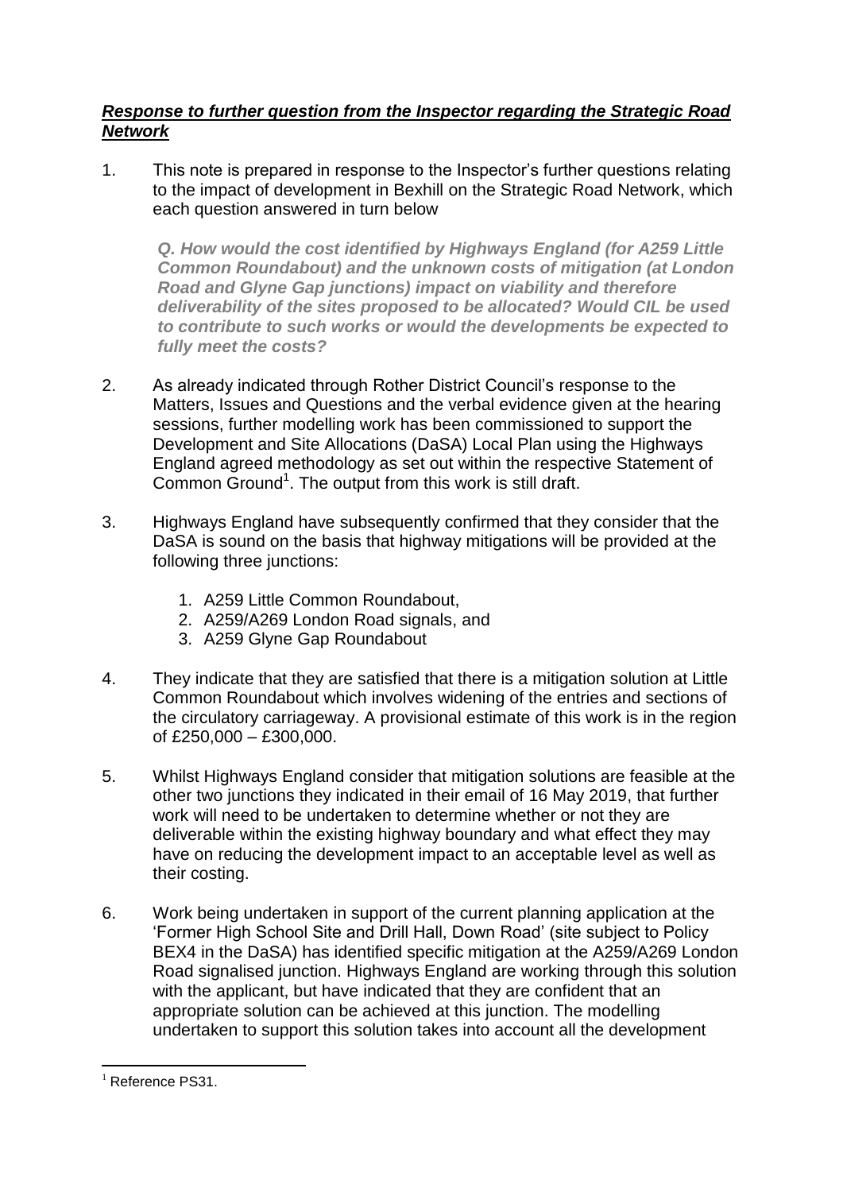***Response to further question from the Inspector regarding the Strategic Road Network***

1. This note is prepared in response to the Inspector's further questions relating to the impact of development in Bexhill on the Strategic Road Network, which each question answered in turn below

   ***Q. How would the cost identified by Highways England (for A259 Little Common Roundabout) and the unknown costs of mitigation (at London Road and Glyne Gap junctions) impact on viability and therefore deliverability of the sites proposed to be allocated? Would CIL be used to contribute to such works or would the developments be expected to fully meet the costs?***

2. As already indicated through Rother District Council's response to the Matters, Issues and Questions and the verbal evidence given at the hearing sessions, further modelling work has been commissioned to support the Development and Site Allocations (DaSA) Local Plan using the Highways England agreed methodology as set out within the respective Statement of Common Ground[1]. The output from this work is still draft.

3. Highways England have subsequently confirmed that they consider that the DaSA is sound on the basis that highway mitigations will be provided at the following three junctions:

   1. A259 Little Common Roundabout,
   2. A259/A269 London Road signals, and
   3. A259 Glyne Gap Roundabout

4. They indicate that they are satisfied that there is a mitigation solution at Little Common Roundabout which involves widening of the entries and sections of the circulatory carriageway. A provisional estimate of this work is in the region of £250,000 – £300,000.

5. Whilst Highways England consider that mitigation solutions are feasible at the other two junctions they indicated in their email of 16 May 2019, that further work will need to be undertaken to determine whether or not they are deliverable within the existing highway boundary and what effect they may have on reducing the development impact to an acceptable level as well as their costing.

6. Work being undertaken in support of the current planning application at the 'Former High School Site and Drill Hall, Down Road' (site subject to Policy BEX4 in the DaSA) has identified specific mitigation at the A259/A269 London Road signalised junction. Highways England are working through this solution with the applicant, but have indicated that they are confident that an appropriate solution can be achieved at this junction. The modelling undertaken to support this solution takes into account all the development

[1] Reference PS31.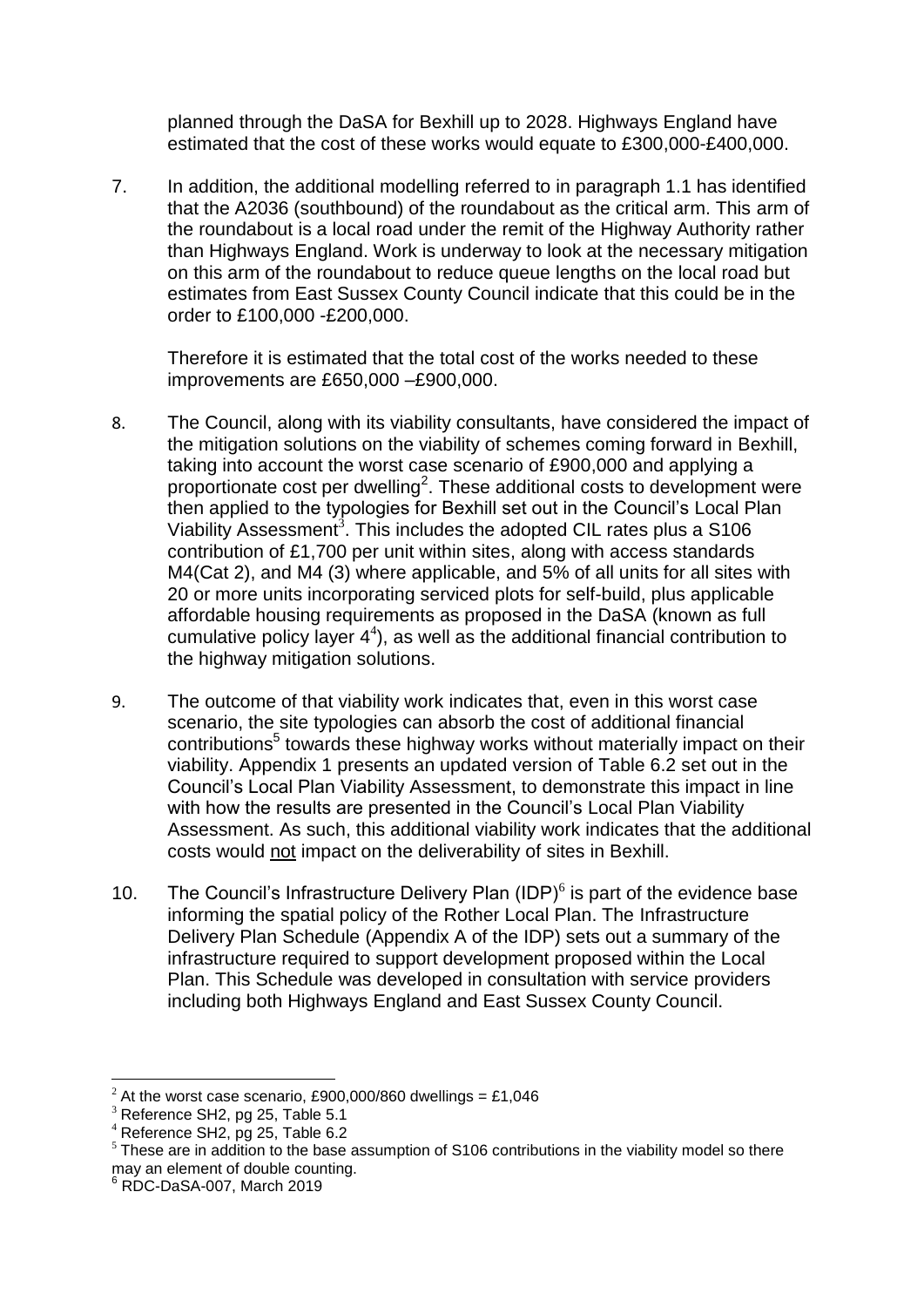planned through the DaSA for Bexhill up to 2028. Highways England have estimated that the cost of these works would equate to £300,000-£400,000.

7. In addition, the additional modelling referred to in paragraph 1.1 has identified that the A2036 (southbound) of the roundabout as the critical arm. This arm of the roundabout is a local road under the remit of the Highway Authority rather than Highways England. Work is underway to look at the necessary mitigation on this arm of the roundabout to reduce queue lengths on the local road but estimates from East Sussex County Council indicate that this could be in the order to £100,000 -£200,000.

   Therefore it is estimated that the total cost of the works needed to these improvements are £650,000 –£900,000.

8. The Council, along with its viability consultants, have considered the impact of the mitigation solutions on the viability of schemes coming forward in Bexhill, taking into account the worst case scenario of £900,000 and applying a proportionate cost per dwelling[2]. These additional costs to development were then applied to the typologies for Bexhill set out in the Council's Local Plan Viability Assessment[3]. This includes the adopted CIL rates plus a S106 contribution of £1,700 per unit within sites, along with access standards M4(Cat 2), and M4 (3) where applicable, and 5% of all units for all sites with 20 or more units incorporating serviced plots for self-build, plus applicable affordable housing requirements as proposed in the DaSA (known as full cumulative policy layer 4[4]), as well as the additional financial contribution to the highway mitigation solutions.

9. The outcome of that viability work indicates that, even in this worst case scenario, the site typologies can absorb the cost of additional financial contributions[5] towards these highway works without materially impact on their viability. Appendix 1 presents an updated version of Table 6.2 set out in the Council's Local Plan Viability Assessment, to demonstrate this impact in line with how the results are presented in the Council's Local Plan Viability Assessment. As such, this additional viability work indicates that the additional costs would not impact on the deliverability of sites in Bexhill.

10. The Council's Infrastructure Delivery Plan (IDP)[6] is part of the evidence base informing the spatial policy of the Rother Local Plan. The Infrastructure Delivery Plan Schedule (Appendix A of the IDP) sets out a summary of the infrastructure required to support development proposed within the Local Plan. This Schedule was developed in consultation with service providers including both Highways England and East Sussex County Council.

---

[2] At the worst case scenario, £900,000/860 dwellings = £1,046

[3] Reference SH2, pg 25, Table 5.1

[4] Reference SH2, pg 25, Table 6.2

[5] These are in addition to the base assumption of S106 contributions in the viability model so there may an element of double counting.

[6] RDC-DaSA-007, March 2019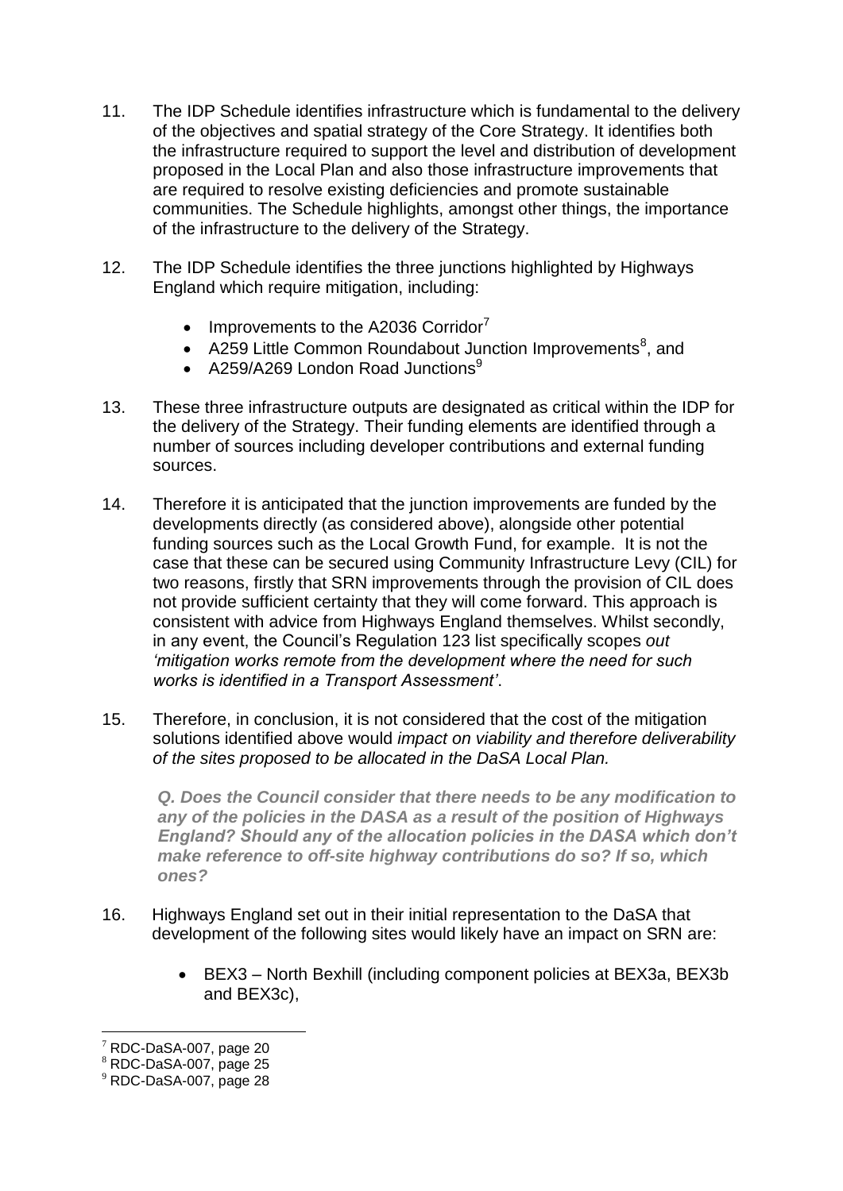11. The IDP Schedule identifies infrastructure which is fundamental to the delivery of the objectives and spatial strategy of the Core Strategy. It identifies both the infrastructure required to support the level and distribution of development proposed in the Local Plan and also those infrastructure improvements that are required to resolve existing deficiencies and promote sustainable communities. The Schedule highlights, amongst other things, the importance of the infrastructure to the delivery of the Strategy.

12. The IDP Schedule identifies the three junctions highlighted by Highways England which require mitigation, including:

    - Improvements to the A2036 Corridor[7]
    - A259 Little Common Roundabout Junction Improvements[8], and
    - A259/A269 London Road Junctions[9]

13. These three infrastructure outputs are designated as critical within the IDP for the delivery of the Strategy. Their funding elements are identified through a number of sources including developer contributions and external funding sources.

14. Therefore it is anticipated that the junction improvements are funded by the developments directly (as considered above), alongside other potential funding sources such as the Local Growth Fund, for example. It is not the case that these can be secured using Community Infrastructure Levy (CIL) for two reasons, firstly that SRN improvements through the provision of CIL does not provide sufficient certainty that they will come forward. This approach is consistent with advice from Highways England themselves. Whilst secondly, in any event, the Council's Regulation 123 list specifically scopes *out 'mitigation works remote from the development where the need for such works is identified in a Transport Assessment'*.

15. Therefore, in conclusion, it is not considered that the cost of the mitigation solutions identified above would *impact on viability and therefore deliverability of the sites proposed to be allocated in the DaSA Local Plan.*

    ***Q. Does the Council consider that there needs to be any modification to any of the policies in the DASA as a result of the position of Highways England? Should any of the allocation policies in the DASA which don't make reference to off-site highway contributions do so? If so, which ones?***

16. Highways England set out in their initial representation to the DaSA that development of the following sites would likely have an impact on SRN are:

    - BEX3 – North Bexhill (including component policies at BEX3a, BEX3b and BEX3c),

[7] RDC-DaSA-007, page 20

[8] RDC-DaSA-007, page 25

[9] RDC-DaSA-007, page 28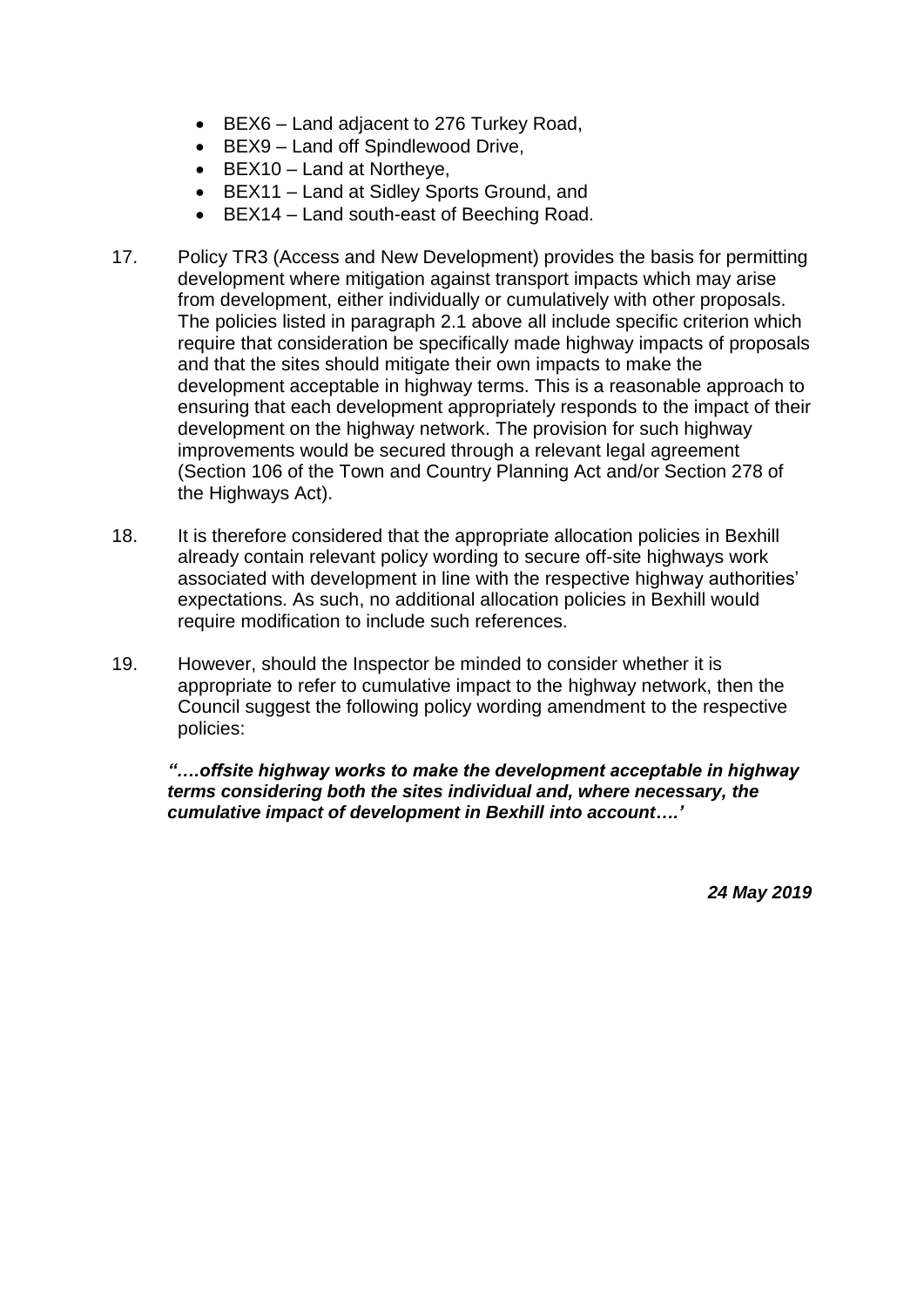- BEX6 – Land adjacent to 276 Turkey Road,
- BEX9 – Land off Spindlewood Drive,
- BEX10 – Land at Northeye,
- BEX11 – Land at Sidley Sports Ground, and
- BEX14 – Land south-east of Beeching Road.

17. Policy TR3 (Access and New Development) provides the basis for permitting development where mitigation against transport impacts which may arise from development, either individually or cumulatively with other proposals. The policies listed in paragraph 2.1 above all include specific criterion which require that consideration be specifically made highway impacts of proposals and that the sites should mitigate their own impacts to make the development acceptable in highway terms. This is a reasonable approach to ensuring that each development appropriately responds to the impact of their development on the highway network. The provision for such highway improvements would be secured through a relevant legal agreement (Section 106 of the Town and Country Planning Act and/or Section 278 of the Highways Act).

18. It is therefore considered that the appropriate allocation policies in Bexhill already contain relevant policy wording to secure off-site highways work associated with development in line with the respective highway authorities' expectations. As such, no additional allocation policies in Bexhill would require modification to include such references.

19. However, should the Inspector be minded to consider whether it is appropriate to refer to cumulative impact to the highway network, then the Council suggest the following policy wording amendment to the respective policies:

***"….offsite highway works to make the development acceptable in highway terms considering both the sites individual and, where necessary, the cumulative impact of development in Bexhill into account….'***

***24 May 2019***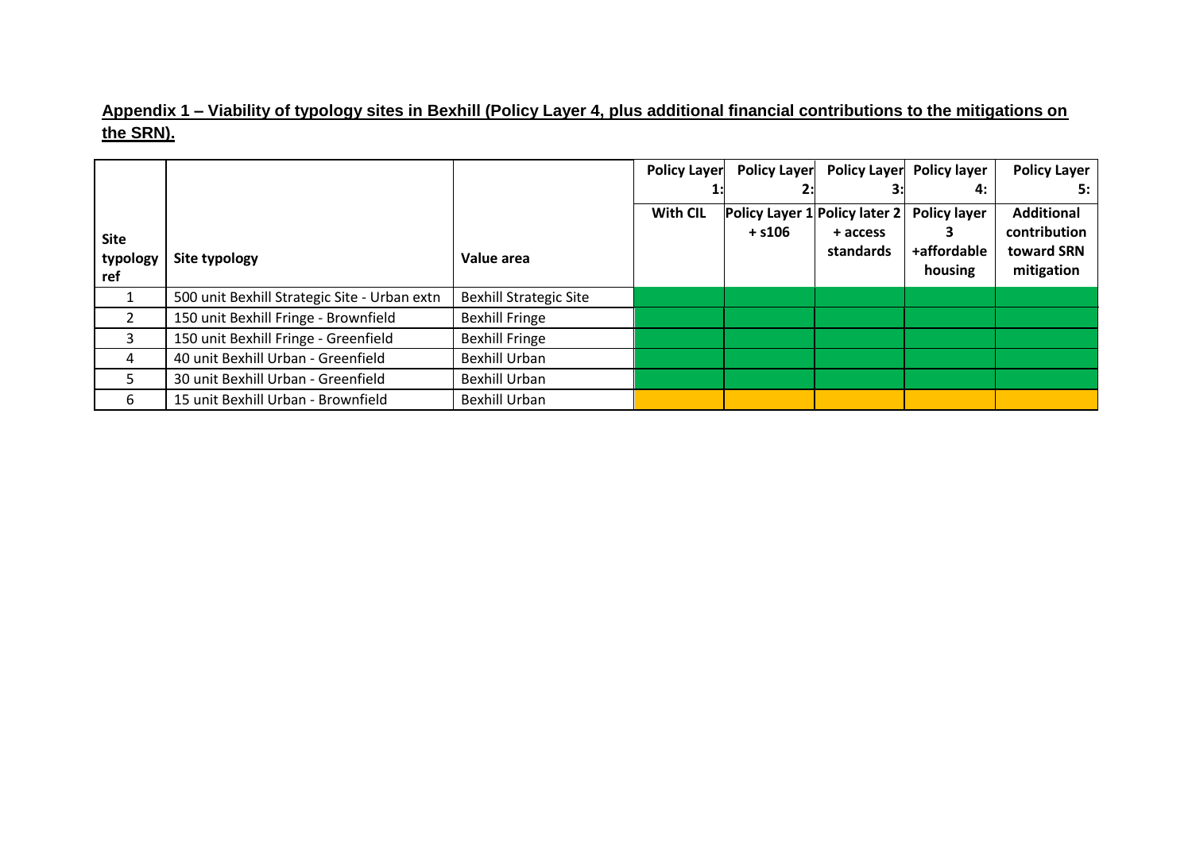**Appendix 1 – Viability of typology sites in Bexhill (Policy Layer 4, plus additional financial contributions to the mitigations on the SRN).**

| Site typology ref | Site typology | Value area | Policy Layer 1: With CIL | Policy Layer 2: Policy Layer 1 + s106 | Policy Layer 3: Policy later 2 + access standards | Policy layer 4: Policy layer 3 +affordable housing | Policy Layer 5: Additional contribution toward SRN mitigation |
|---|---|---|---|---|---|---|---|
| 1 | 500 unit Bexhill Strategic Site - Urban extn | Bexhill Strategic Site | | | | | |
| 2 | 150 unit Bexhill Fringe - Brownfield | Bexhill Fringe | | | | | |
| 3 | 150 unit Bexhill Fringe - Greenfield | Bexhill Fringe | | | | | |
| 4 | 40 unit Bexhill Urban - Greenfield | Bexhill Urban | | | | | |
| 5 | 30 unit Bexhill Urban - Greenfield | Bexhill Urban | | | | | |
| 6 | 15 unit Bexhill Urban - Brownfield | Bexhill Urban | | | | | |